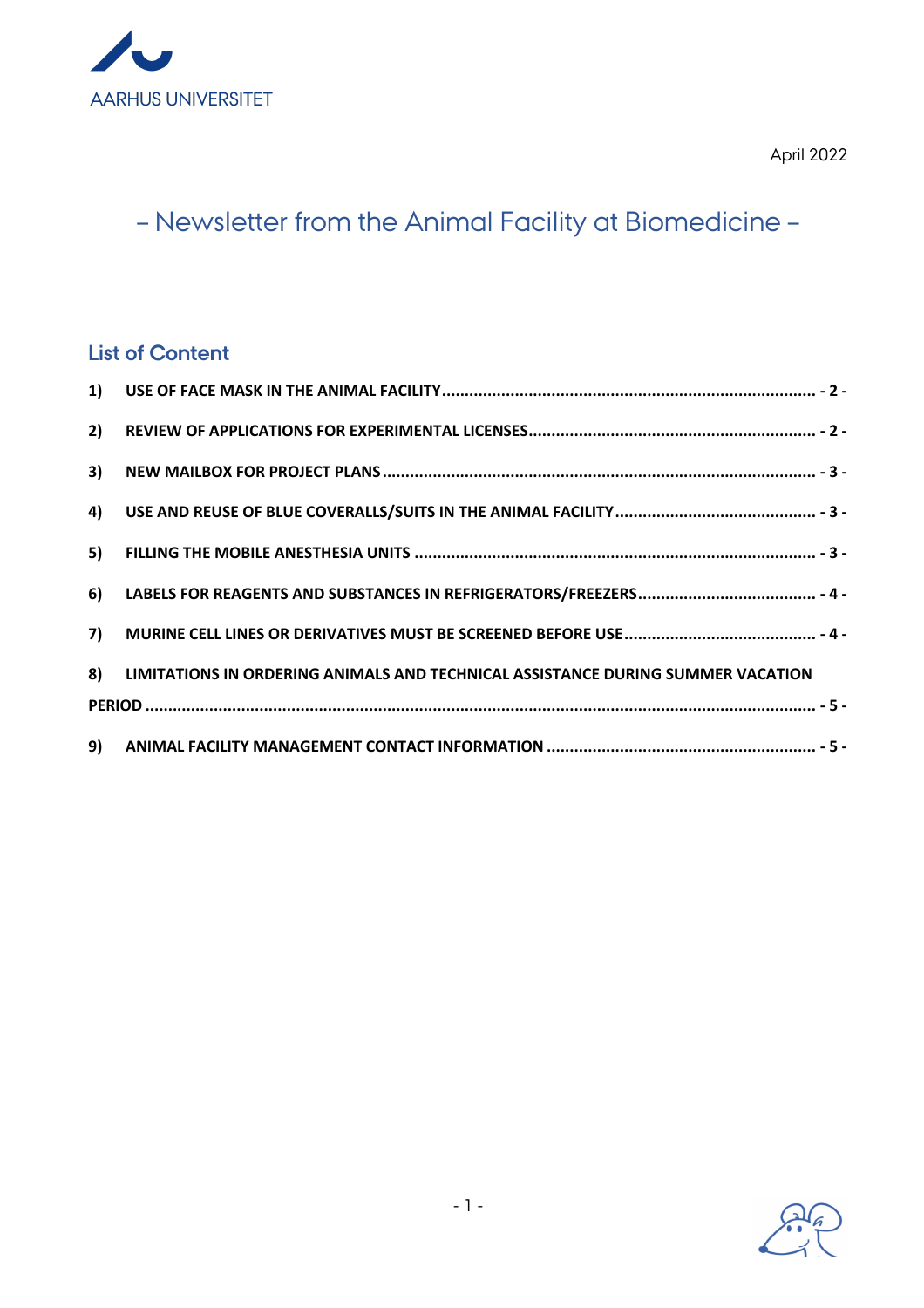AARHUS UNIVERSITET

April 2022

# – Newsletter from the Animal Facility at Biomedicine –

## List of Content

**1) USE OF FACE MASK IN THE ANIMAL FACILITY ........................................ - 2 -**

**2) REVIEW OF APPLICATIONS FOR EXPERIMENTAL LICENSES ........................................ - 2 -**

**3) NEW MAILBOX FOR PROJECT PLANS ........................................ - 3 -**

**4) USE AND REUSE OF BLUE COVERALLS/SUITS IN THE ANIMAL FACILITY ........................................ - 3 -**

**5) FILLING THE MOBILE ANESTHESIA UNITS ........................................ - 3 -**

**6) LABELS FOR REAGENTS AND SUBSTANCES IN REFRIGERATORS/FREEZERS ........................................ - 4 -**

**7) MURINE CELL LINES OR DERIVATIVES MUST BE SCREENED BEFORE USE ........................................ - 4 -**

**8) LIMITATIONS IN ORDERING ANIMALS AND TECHNICAL ASSISTANCE DURING SUMMER VACATION PERIOD ........................................ - 5 -**

**9) ANIMAL FACILITY MANAGEMENT CONTACT INFORMATION ........................................ - 5 -**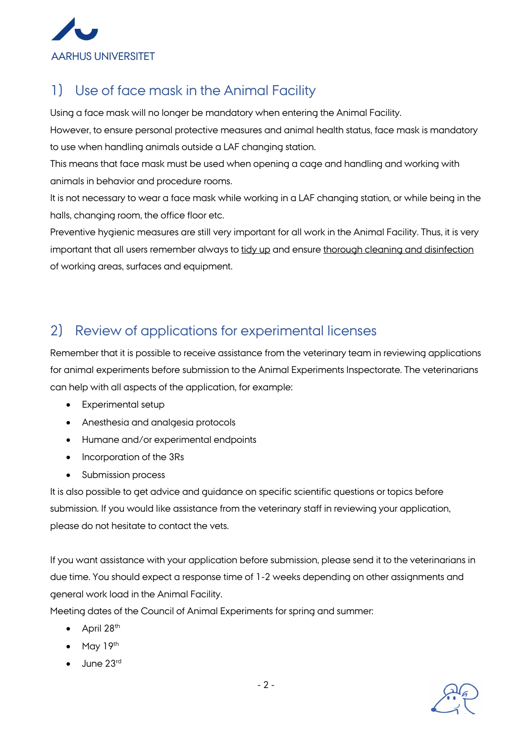## 1) Use of face mask in the Animal Facility

Using a face mask will no longer be mandatory when entering the Animal Facility.
However, to ensure personal protective measures and animal health status, face mask is mandatory to use when handling animals outside a LAF changing station.
This means that face mask must be used when opening a cage and handling and working with animals in behavior and procedure rooms.
It is not necessary to wear a face mask while working in a LAF changing station, or while being in the halls, changing room, the office floor etc.
Preventive hygienic measures are still very important for all work in the Animal Facility. Thus, it is very important that all users remember always to tidy up and ensure thorough cleaning and disinfection of working areas, surfaces and equipment.

## 2) Review of applications for experimental licenses

Remember that it is possible to receive assistance from the veterinary team in reviewing applications for animal experiments before submission to the Animal Experiments Inspectorate. The veterinarians can help with all aspects of the application, for example:

- Experimental setup
- Anesthesia and analgesia protocols
- Humane and/or experimental endpoints
- Incorporation of the 3Rs
- Submission process

It is also possible to get advice and guidance on specific scientific questions or topics before submission. If you would like assistance from the veterinary staff in reviewing your application, please do not hesitate to contact the vets.

If you want assistance with your application before submission, please send it to the veterinarians in due time. You should expect a response time of 1-2 weeks depending on other assignments and general work load in the Animal Facility.
Meeting dates of the Council of Animal Experiments for spring and summer:

- April 28th
- May 19th
- June 23rd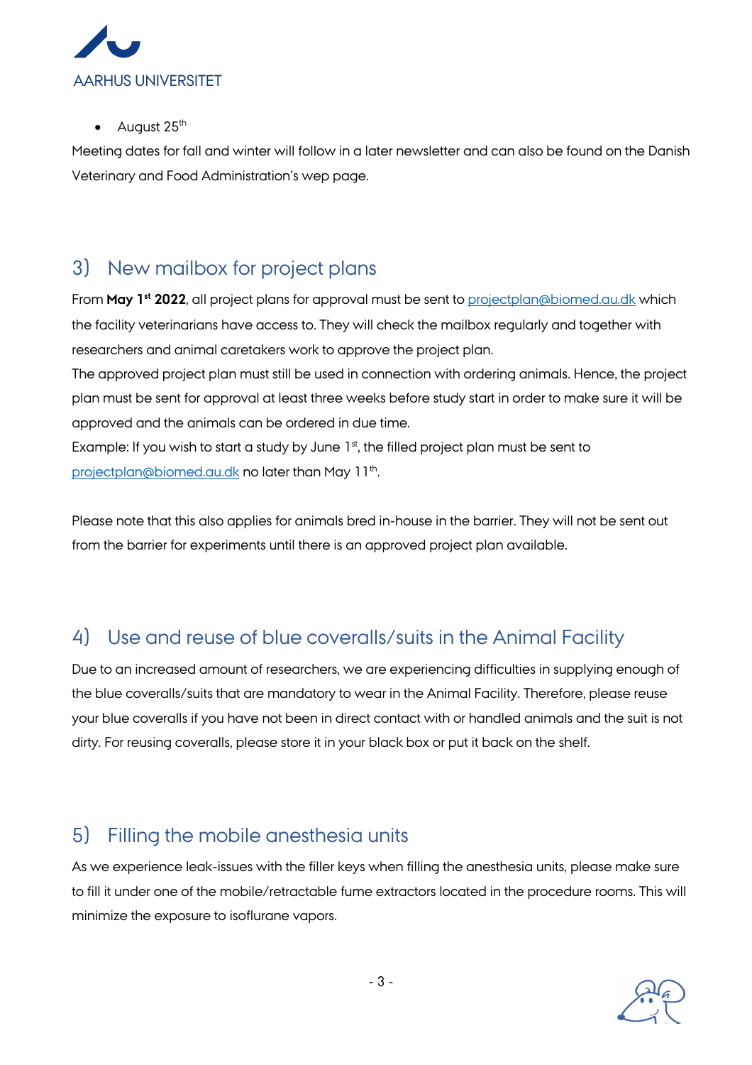- August 25th

Meeting dates for fall and winter will follow in a later newsletter and can also be found on the Danish Veterinary and Food Administration's wep page.

## 3) New mailbox for project plans

From **May 1st 2022**, all project plans for approval must be sent to [projectplan@biomed.au.dk](mailto:projectplan@biomed.au.dk) which the facility veterinarians have access to. They will check the mailbox regularly and together with researchers and animal caretakers work to approve the project plan.

The approved project plan must still be used in connection with ordering animals. Hence, the project plan must be sent for approval at least three weeks before study start in order to make sure it will be approved and the animals can be ordered in due time.

Example: If you wish to start a study by June 1st, the filled project plan must be sent to [projectplan@biomed.au.dk](mailto:projectplan@biomed.au.dk) no later than May 11th.

Please note that this also applies for animals bred in-house in the barrier. They will not be sent out from the barrier for experiments until there is an approved project plan available.

## 4) Use and reuse of blue coveralls/suits in the Animal Facility

Due to an increased amount of researchers, we are experiencing difficulties in supplying enough of the blue coveralls/suits that are mandatory to wear in the Animal Facility. Therefore, please reuse your blue coveralls if you have not been in direct contact with or handled animals and the suit is not dirty. For reusing coveralls, please store it in your black box or put it back on the shelf.

## 5) Filling the mobile anesthesia units

As we experience leak-issues with the filler keys when filling the anesthesia units, please make sure to fill it under one of the mobile/retractable fume extractors located in the procedure rooms. This will minimize the exposure to isoflurane vapors.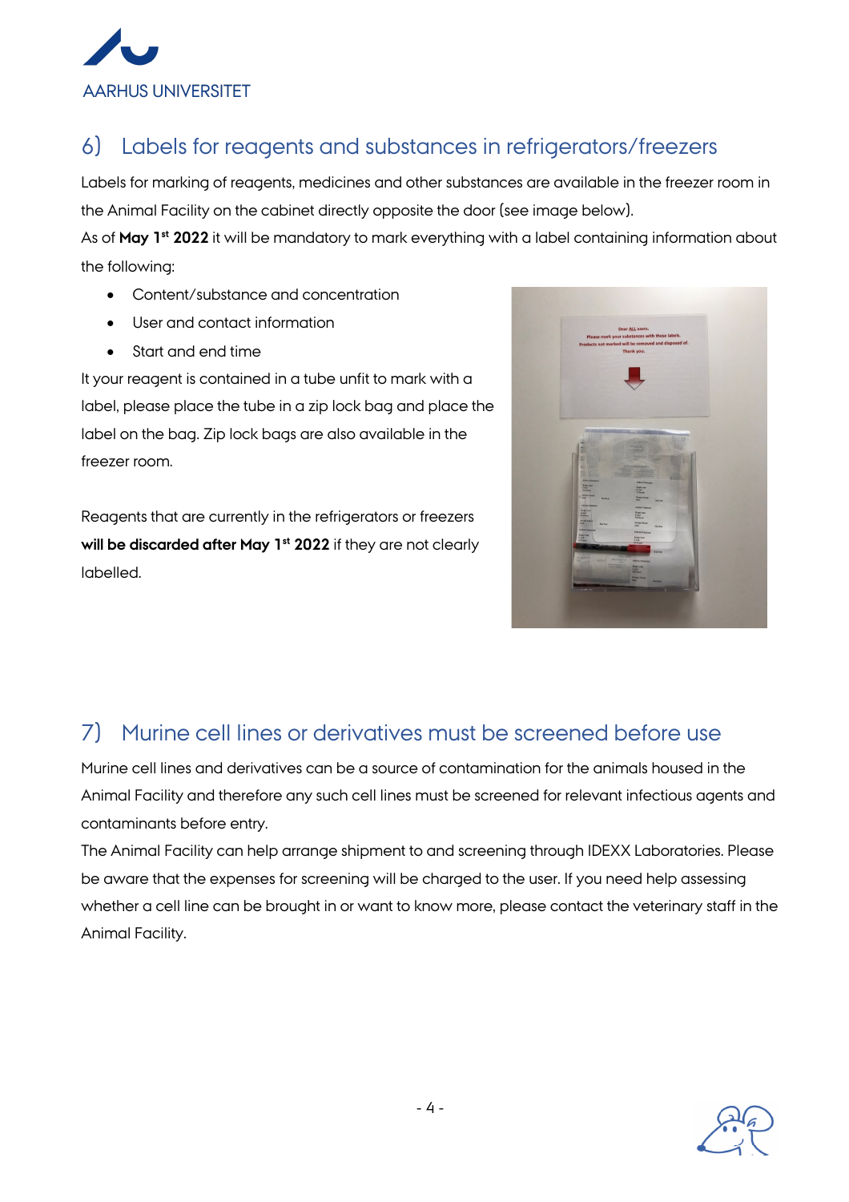## 6) Labels for reagents and substances in refrigerators/freezers

Labels for marking of reagents, medicines and other substances are available in the freezer room in the Animal Facility on the cabinet directly opposite the door (see image below).

As of **May 1st 2022** it will be mandatory to mark everything with a label containing information about the following:

- Content/substance and concentration
- User and contact information
- Start and end time

It your reagent is contained in a tube unfit to mark with a label, please place the tube in a zip lock bag and place the label on the bag. Zip lock bags are also available in the freezer room.

Reagents that are currently in the refrigerators or freezers **will be discarded after May 1st 2022** if they are not clearly labelled.

## 7) Murine cell lines or derivatives must be screened before use

Murine cell lines and derivatives can be a source of contamination for the animals housed in the Animal Facility and therefore any such cell lines must be screened for relevant infectious agents and contaminants before entry.

The Animal Facility can help arrange shipment to and screening through IDEXX Laboratories. Please be aware that the expenses for screening will be charged to the user. If you need help assessing whether a cell line can be brought in or want to know more, please contact the veterinary staff in the Animal Facility.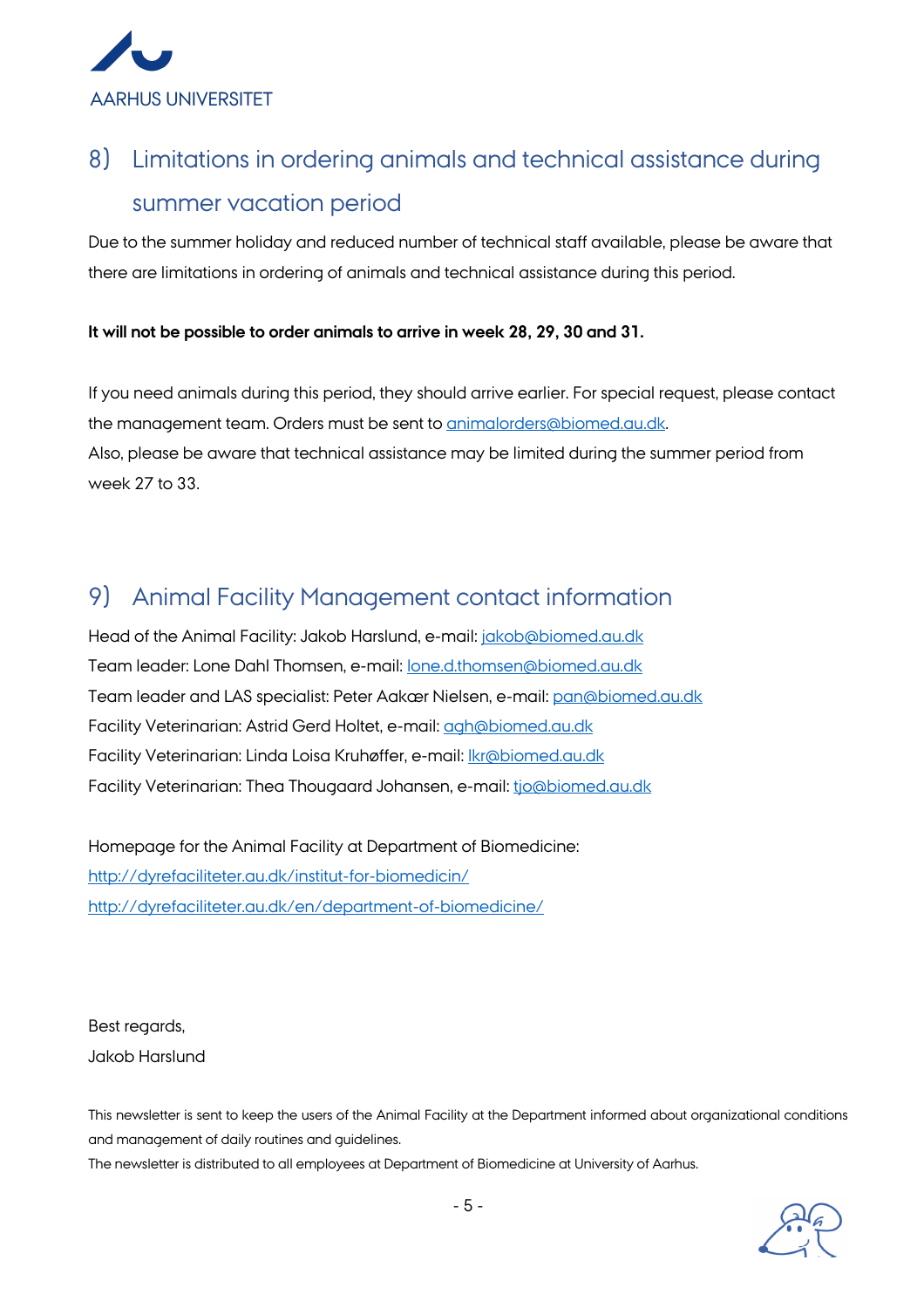## 8) Limitations in ordering animals and technical assistance during summer vacation period

Due to the summer holiday and reduced number of technical staff available, please be aware that there are limitations in ordering of animals and technical assistance during this period.

**It will not be possible to order animals to arrive in week 28, 29, 30 and 31.**

If you need animals during this period, they should arrive earlier. For special request, please contact the management team. Orders must be sent to animalorders@biomed.au.dk.
Also, please be aware that technical assistance may be limited during the summer period from week 27 to 33.

## 9) Animal Facility Management contact information

Head of the Animal Facility: Jakob Harslund, e-mail: jakob@biomed.au.dk
Team leader: Lone Dahl Thomsen, e-mail: lone.d.thomsen@biomed.au.dk
Team leader and LAS specialist: Peter Aakær Nielsen, e-mail: pan@biomed.au.dk
Facility Veterinarian: Astrid Gerd Holtet, e-mail: agh@biomed.au.dk
Facility Veterinarian: Linda Loisa Kruhøffer, e-mail: lkr@biomed.au.dk
Facility Veterinarian: Thea Thougaard Johansen, e-mail: tjo@biomed.au.dk

Homepage for the Animal Facility at Department of Biomedicine:
http://dyrefaciliteter.au.dk/institut-for-biomedicin/
http://dyrefaciliteter.au.dk/en/department-of-biomedicine/

Best regards,
Jakob Harslund

This newsletter is sent to keep the users of the Animal Facility at the Department informed about organizational conditions and management of daily routines and guidelines.
The newsletter is distributed to all employees at Department of Biomedicine at University of Aarhus.